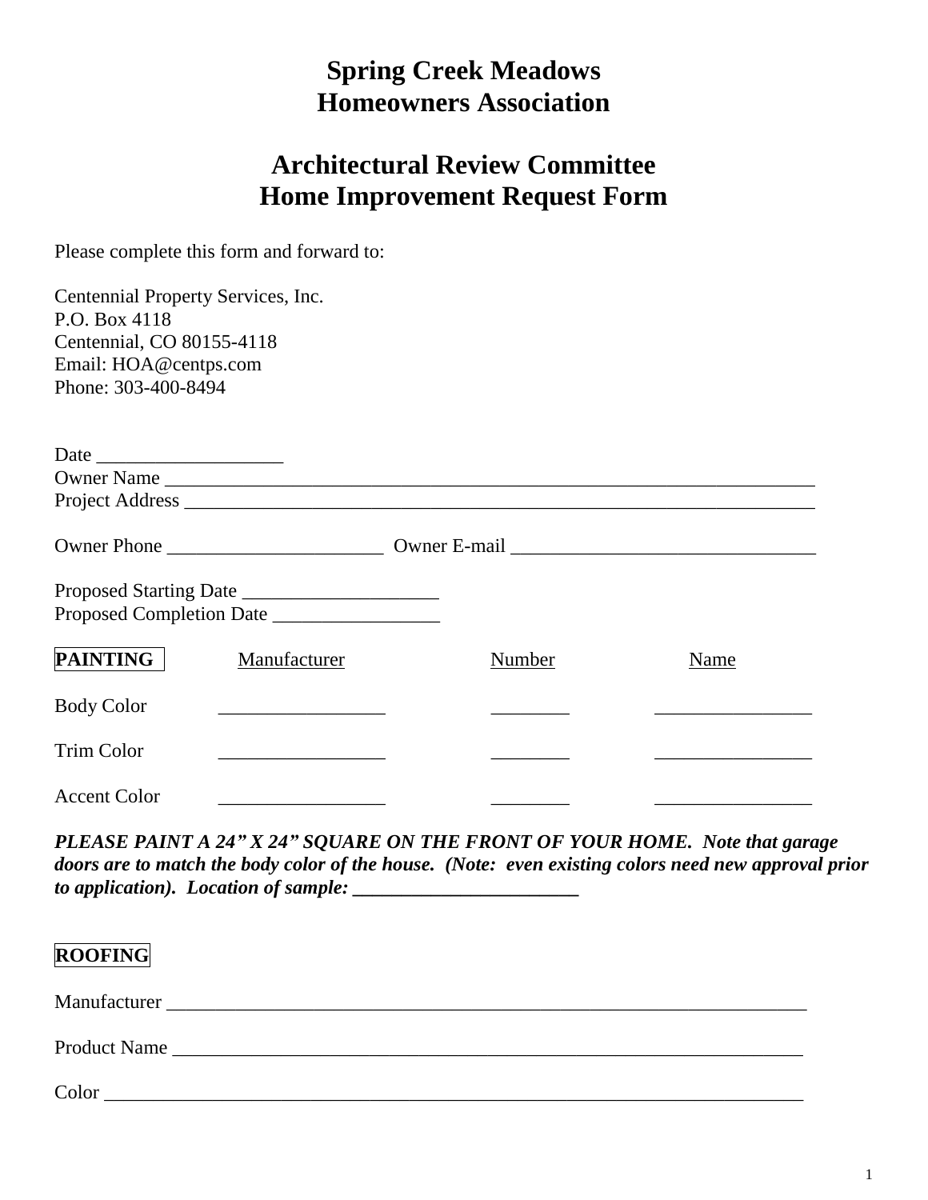# Spring Creek Meadows Homeowners Association

# Architectural Review Committee Home Improvement Request Form

Please complete this form and forward to:

Centennial Property Services, Inc.
P.O. Box 4118
Centennial, CO 80155-4118
Email: HOA@centps.com
Phone: 303-400-8494

Date ___________________
Owner Name ___________________________________________________________________
Project Address _________________________________________________________________

Owner Phone ______________________ Owner E-mail _______________________________

Proposed Starting Date ____________________
Proposed Completion Date _________________

| **PAINTING** | Manufacturer | Number | Name |
|---|---|---|---|
| Body Color | _________________ | ________ | ________________ |
| Trim Color | _________________ | ________ | ________________ |
| Accent Color | _________________ | ________ | ________________ |

***PLEASE PAINT A 24" X 24" SQUARE ON THE FRONT OF YOUR HOME. Note that garage doors are to match the body color of the house. (Note: even existing colors need new approval prior to application). Location of sample: _______________________***

**ROOFING**

Manufacturer _________________________________________________________________

Product Name ________________________________________________________________

Color _______________________________________________________________________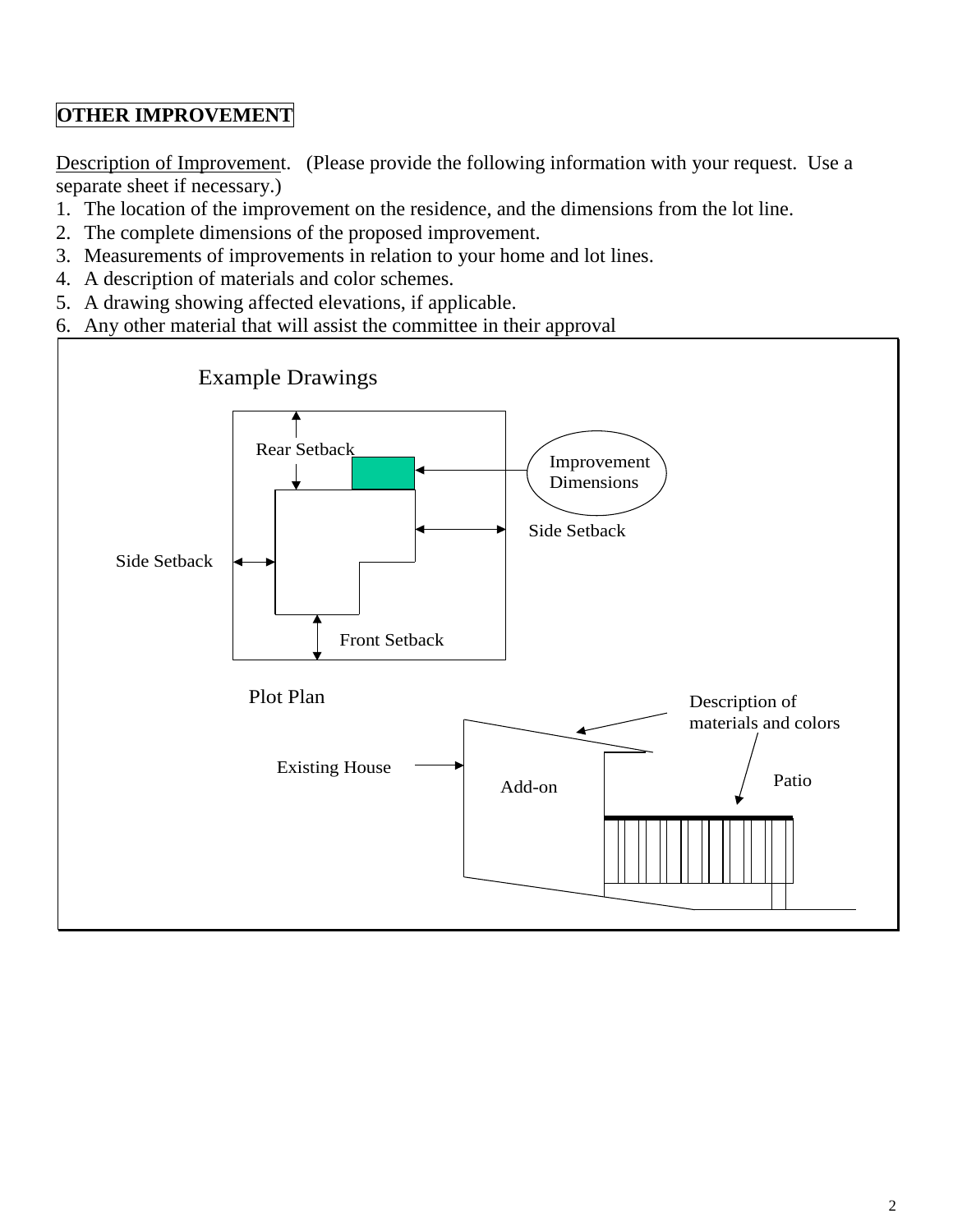**OTHER IMPROVEMENT**

Description of Improvement. (Please provide the following information with your request. Use a separate sheet if necessary.)

1. The location of the improvement on the residence, and the dimensions from the lot line.
2. The complete dimensions of the proposed improvement.
3. Measurements of improvements in relation to your home and lot lines.
4. A description of materials and color schemes.
5. A drawing showing affected elevations, if applicable.
6. Any other material that will assist the committee in their approval

Example Drawings

Rear Setback

Improvement Dimensions

Side Setback

Side Setback

Front Setback

Plot Plan

Description of materials and colors

Existing House

Add-on

Patio